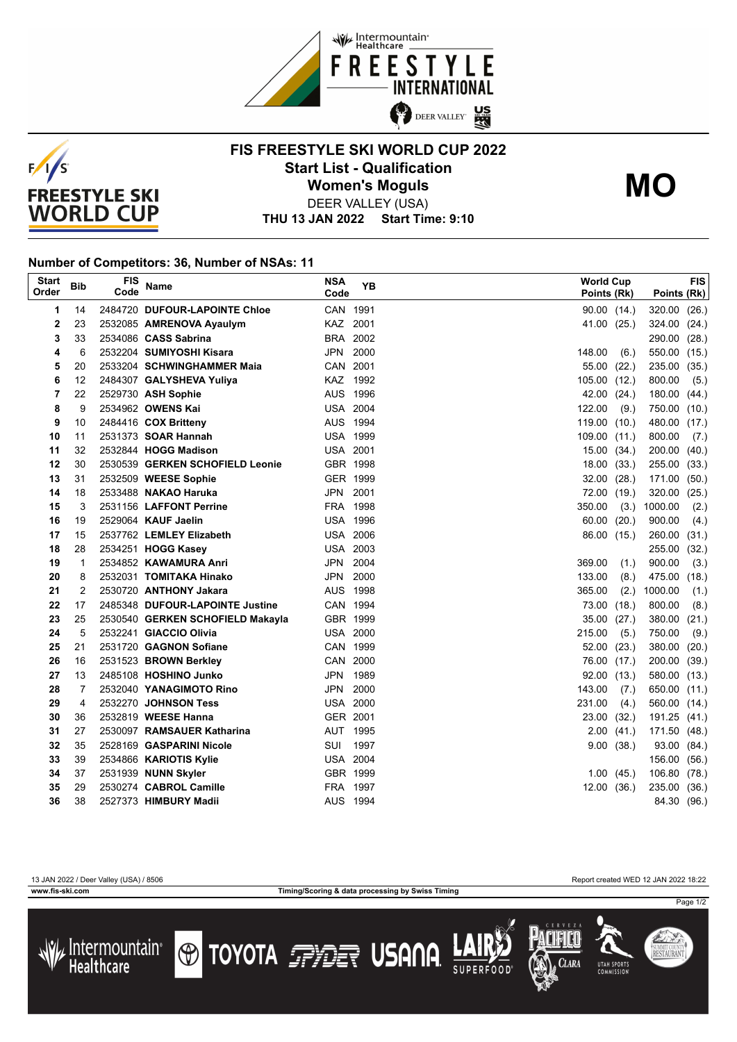# FIS FREESTYLE SKI WORLD CUP 2022

## Start List - Qualification

## Women's Moguls

DEER VALLEY (USA)

**THU 13 JAN 2022 Start Time: 9:10**

**MO**

### Number of Competitors: 36, Number of NSAs: 11

| Start Order | Bib | FIS Code | Name | NSA Code | YB | World Cup Points (Rk) | FIS Points (Rk) |
|---|---|---|---|---|---|---|---|
| 1 | 14 | 2484720 | **DUFOUR-LAPOINTE Chloe** | CAN | 1991 | 90.00 (14.) | 320.00 (26.) |
| 2 | 23 | 2532085 | **AMRENOVA Ayaulym** | KAZ | 2001 | 41.00 (25.) | 324.00 (24.) |
| 3 | 33 | 2534086 | **CASS Sabrina** | BRA | 2002 | | 290.00 (28.) |
| 4 | 6 | 2532204 | **SUMIYOSHI Kisara** | JPN | 2000 | 148.00 (6.) | 550.00 (15.) |
| 5 | 20 | 2533204 | **SCHWINGHAMMER Maia** | CAN | 2001 | 55.00 (22.) | 235.00 (35.) |
| 6 | 12 | 2484307 | **GALYSHEVA Yuliya** | KAZ | 1992 | 105.00 (12.) | 800.00 (5.) |
| 7 | 22 | 2529730 | **ASH Sophie** | AUS | 1996 | 42.00 (24.) | 180.00 (44.) |
| 8 | 9 | 2534962 | **OWENS Kai** | USA | 2004 | 122.00 (9.) | 750.00 (10.) |
| 9 | 10 | 2484416 | **COX Britteny** | AUS | 1994 | 119.00 (10.) | 480.00 (17.) |
| 10 | 11 | 2531373 | **SOAR Hannah** | USA | 1999 | 109.00 (11.) | 800.00 (7.) |
| 11 | 32 | 2532844 | **HOGG Madison** | USA | 2001 | 15.00 (34.) | 200.00 (40.) |
| 12 | 30 | 2530539 | **GERKEN SCHOFIELD Leonie** | GBR | 1998 | 18.00 (33.) | 255.00 (33.) |
| 13 | 31 | 2532509 | **WEESE Sophie** | GER | 1999 | 32.00 (28.) | 171.00 (50.) |
| 14 | 18 | 2533488 | **NAKAO Haruka** | JPN | 2001 | 72.00 (19.) | 320.00 (25.) |
| 15 | 3 | 2531156 | **LAFFONT Perrine** | FRA | 1998 | 350.00 (3.) | 1000.00 (2.) |
| 16 | 19 | 2529064 | **KAUF Jaelin** | USA | 1996 | 60.00 (20.) | 900.00 (4.) |
| 17 | 15 | 2537762 | **LEMLEY Elizabeth** | USA | 2006 | 86.00 (15.) | 260.00 (31.) |
| 18 | 28 | 2534251 | **HOGG Kasey** | USA | 2003 | | 255.00 (32.) |
| 19 | 1 | 2534852 | **KAWAMURA Anri** | JPN | 2004 | 369.00 (1.) | 900.00 (3.) |
| 20 | 8 | 2532031 | **TOMITAKA Hinako** | JPN | 2000 | 133.00 (8.) | 475.00 (18.) |
| 21 | 2 | 2530720 | **ANTHONY Jakara** | AUS | 1998 | 365.00 (2.) | 1000.00 (1.) |
| 22 | 17 | 2485348 | **DUFOUR-LAPOINTE Justine** | CAN | 1994 | 73.00 (18.) | 800.00 (8.) |
| 23 | 25 | 2530540 | **GERKEN SCHOFIELD Makayla** | GBR | 1999 | 35.00 (27.) | 380.00 (21.) |
| 24 | 5 | 2532241 | **GIACCIO Olivia** | USA | 2000 | 215.00 (5.) | 750.00 (9.) |
| 25 | 21 | 2531720 | **GAGNON Sofiane** | CAN | 1999 | 52.00 (23.) | 380.00 (20.) |
| 26 | 16 | 2531523 | **BROWN Berkley** | CAN | 2000 | 76.00 (17.) | 200.00 (39.) |
| 27 | 13 | 2485108 | **HOSHINO Junko** | JPN | 1989 | 92.00 (13.) | 580.00 (13.) |
| 28 | 7 | 2532040 | **YANAGIMOTO Rino** | JPN | 2000 | 143.00 (7.) | 650.00 (11.) |
| 29 | 4 | 2532270 | **JOHNSON Tess** | USA | 2000 | 231.00 (4.) | 560.00 (14.) |
| 30 | 36 | 2532819 | **WEESE Hanna** | GER | 2001 | 23.00 (32.) | 191.25 (41.) |
| 31 | 27 | 2530097 | **RAMSAUER Katharina** | AUT | 1995 | 2.00 (41.) | 171.50 (48.) |
| 32 | 35 | 2528169 | **GASPARINI Nicole** | SUI | 1997 | 9.00 (38.) | 93.00 (84.) |
| 33 | 39 | 2534866 | **KARIOTIS Kylie** | USA | 2004 | | 156.00 (56.) |
| 34 | 37 | 2531939 | **NUNN Skyler** | GBR | 1999 | 1.00 (45.) | 106.80 (78.) |
| 35 | 29 | 2530274 | **CABROL Camille** | FRA | 1997 | 12.00 (36.) | 235.00 (36.) |
| 36 | 38 | 2527373 | **HIMBURY Madii** | AUS | 1994 | | 84.30 (96.) |

13 JAN 2022 / Deer Valley (USA) / 8506 — Report created WED 12 JAN 2022 18:22

www.fis-ski.com — Timing/Scoring & data processing by Swiss Timing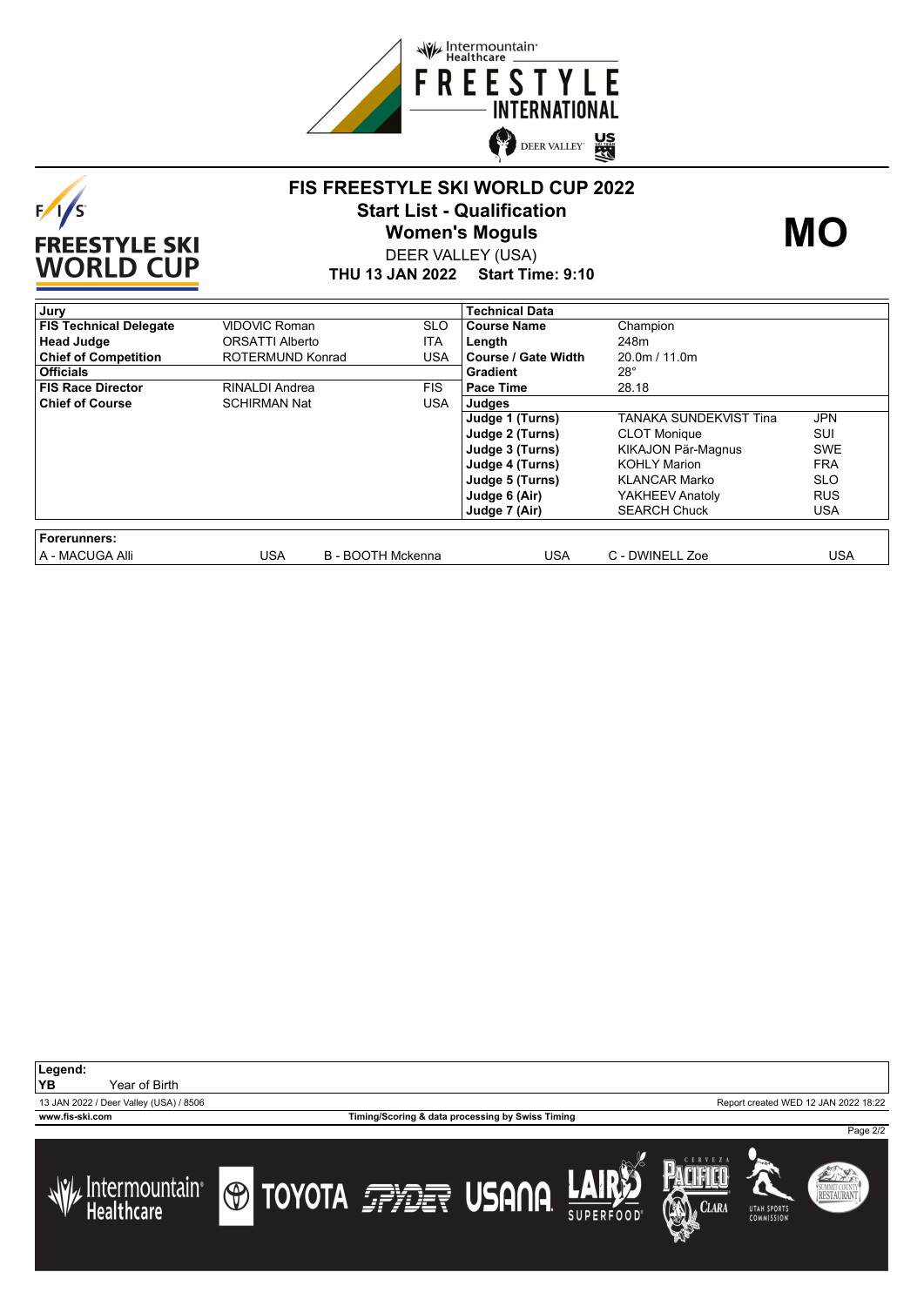## FIS FREESTYLE SKI WORLD CUP 2022
## Start List - Qualification
## Women's Moguls

**MO**

DEER VALLEY (USA)

**THU 13 JAN 2022 Start Time: 9:10**

| Jury | | | Technical Data | | |
|---|---|---|---|---|---|
| **FIS Technical Delegate** | VIDOVIC Roman | SLO | **Course Name** | Champion | |
| **Head Judge** | ORSATTI Alberto | ITA | **Length** | 248m | |
| **Chief of Competition** | ROTERMUND Konrad | USA | **Course / Gate Width** | 20.0m / 11.0m | |
| **Officials** | | | **Gradient** | 28° | |
| **FIS Race Director** | RINALDI Andrea | FIS | **Pace Time** | 28.18 | |
| **Chief of Course** | SCHIRMAN Nat | USA | **Judges** | | |
| | | | **Judge 1 (Turns)** | TANAKA SUNDEKVIST Tina | JPN |
| | | | **Judge 2 (Turns)** | CLOT Monique | SUI |
| | | | **Judge 3 (Turns)** | KIKAJON Pär-Magnus | SWE |
| | | | **Judge 4 (Turns)** | KOHLY Marion | FRA |
| | | | **Judge 5 (Turns)** | KLANCAR Marko | SLO |
| | | | **Judge 6 (Air)** | YAKHEEV Anatoly | RUS |
| | | | **Judge 7 (Air)** | SEARCH Chuck | USA |

**Forerunners:**

| | | | | | |
|---|---|---|---|---|---|
| A - MACUGA Alli | USA | B - BOOTH Mckenna | USA | C - DWINELL Zoe | USA |

**Legend:**
**YB** Year of Birth

13 JAN 2022 / Deer Valley (USA) / 8506 — Report created WED 12 JAN 2022 18:22

**www.fis-ski.com** — **Timing/Scoring & data processing by Swiss Timing**